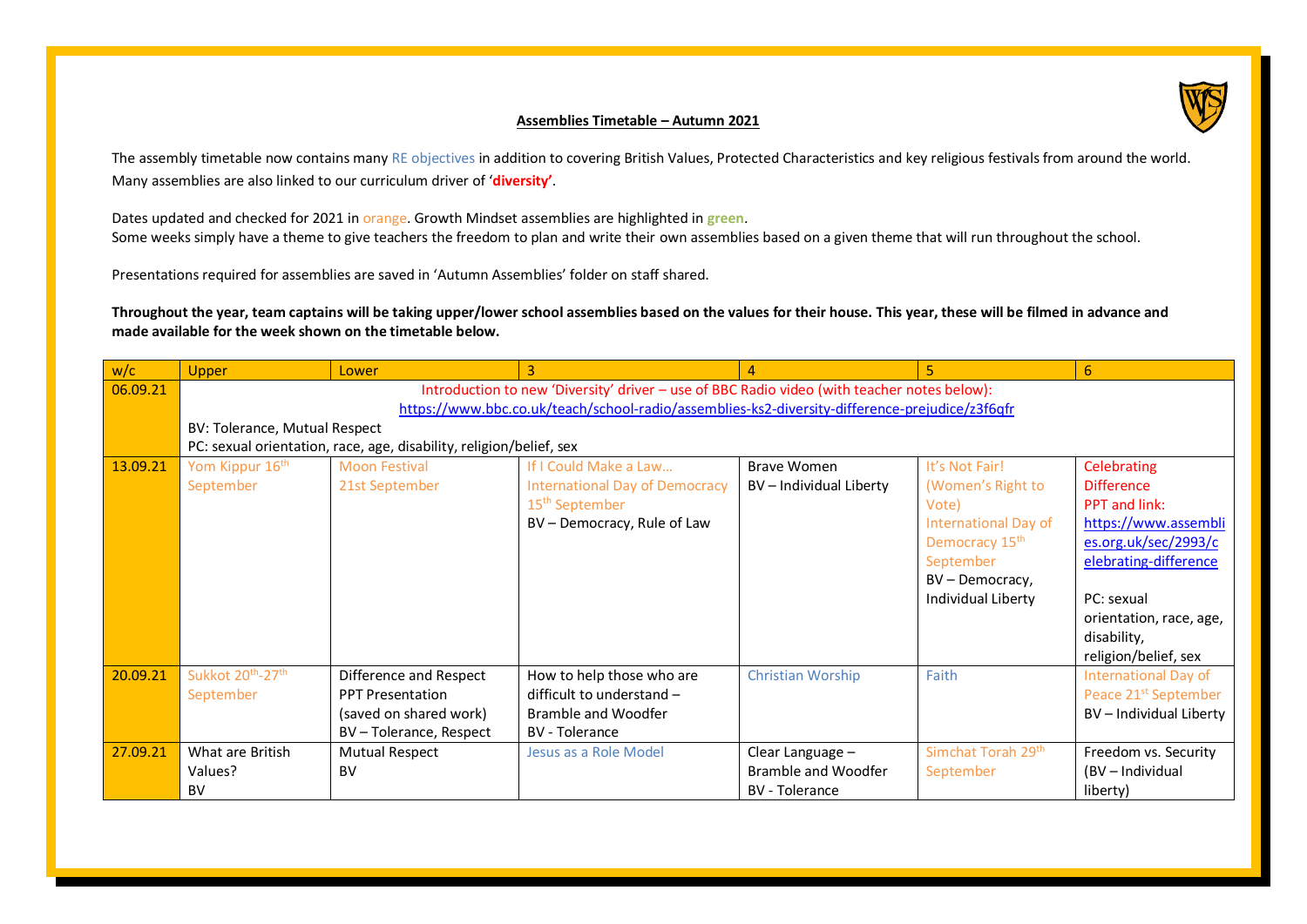## Assemblies Timetable – Autumn 2021

The assembly timetable now contains many RE objectives in addition to covering British Values, Protected Characteristics and key religious festivals from around the world. Many assemblies are also linked to our curriculum driver of '**diversity**'.

Dates updated and checked for 2021 in orange. Growth Mindset assemblies are highlighted in **green**.
Some weeks simply have a theme to give teachers the freedom to plan and write their own assemblies based on a given theme that will run throughout the school.

Presentations required for assemblies are saved in 'Autumn Assemblies' folder on staff shared.

**Throughout the year, team captains will be taking upper/lower school assemblies based on the values for their house. This year, these will be filmed in advance and made available for the week shown on the timetable below.**

| w/c | Upper | Lower | 3 | 4 | 5 | 6 |
|---|---|---|---|---|---|---|
| 06.09.21 | Introduction to new 'Diversity' driver – use of BBC Radio video (with teacher notes below): https://www.bbc.co.uk/teach/school-radio/assemblies-ks2-diversity-difference-prejudice/z3f6qfr<br>BV: Tolerance, Mutual Respect<br>PC: sexual orientation, race, age, disability, religion/belief, sex | | | | | |
| 13.09.21 | Yom Kippur 16th September | Moon Festival 21st September | If I Could Make a Law… International Day of Democracy 15th September<br>BV – Democracy, Rule of Law | Brave Women<br>BV – Individual Liberty | It's Not Fair! (Women's Right to Vote) International Day of Democracy 15th September<br>BV – Democracy, Individual Liberty | Celebrating Difference<br>PPT and link: https://www.assemblies.org.uk/sec/2993/celebrating-difference<br><br>PC: sexual orientation, race, age, disability, religion/belief, sex |
| 20.09.21 | Sukkot 20th-27th September | Difference and Respect<br>PPT Presentation (saved on shared work)<br>BV – Tolerance, Respect | How to help those who are difficult to understand – Bramble and Woodfer<br>BV - Tolerance | Christian Worship | Faith | International Day of Peace 21st September<br>BV – Individual Liberty |
| 27.09.21 | What are British Values?<br>BV | Mutual Respect<br>BV | Jesus as a Role Model | Clear Language – Bramble and Woodfer<br>BV - Tolerance | Simchat Torah 29th September | Freedom vs. Security (BV – Individual liberty) |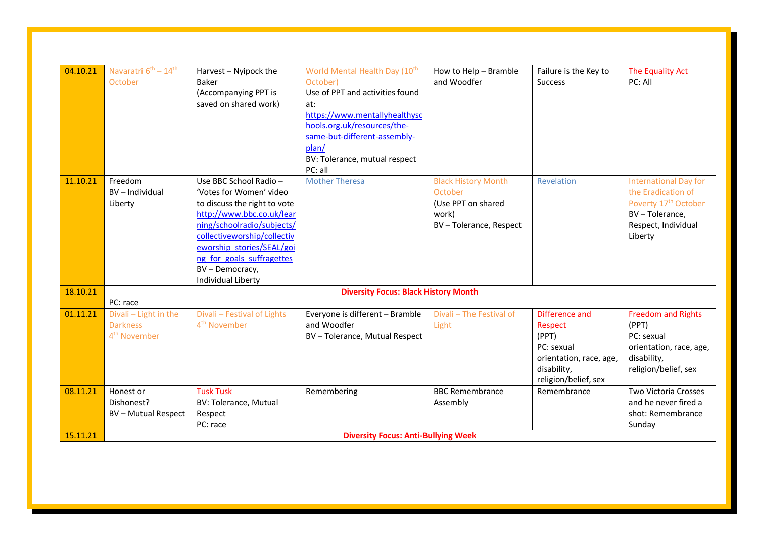| 04.10.21 | Navaratri 6th – 14th October | Harvest – Nyipock the Baker (Accompanying PPT is saved on shared work) | World Mental Health Day (10th October) Use of PPT and activities found at: https://www.mentallyhealthyschools.org.uk/resources/the-same-but-different-assembly-plan/ BV: Tolerance, mutual respect PC: all | How to Help – Bramble and Woodfer | Failure is the Key to Success | The Equality Act PC: All |
|---|---|---|---|---|---|---|
| 11.10.21 | Freedom BV – Individual Liberty | Use BBC School Radio – 'Votes for Women' video to discuss the right to vote http://www.bbc.co.uk/learning/schoolradio/subjects/collectiveworship/collectiveworship_stories/SEAL/going_for_goals_suffragettes BV – Democracy, Individual Liberty | Mother Theresa | Black History Month October (Use PPT on shared work) BV – Tolerance, Respect | Revelation | International Day for the Eradication of Poverty 17th October BV – Tolerance, Respect, Individual Liberty |
| 18.10.21 | **Diversity Focus: Black History Month** PC: race | | | | | |
| 01.11.21 | Divali – Light in the Darkness 4th November | Divali – Festival of Lights 4th November | Everyone is different – Bramble and Woodfer BV – Tolerance, Mutual Respect | Divali – The Festival of Light | Difference and Respect (PPT) PC: sexual orientation, race, age, disability, religion/belief, sex | Freedom and Rights (PPT) PC: sexual orientation, race, age, disability, religion/belief, sex |
| 08.11.21 | Honest or Dishonest? BV – Mutual Respect | Tusk Tusk BV: Tolerance, Mutual Respect PC: race | Remembering | BBC Remembrance Assembly | Remembrance | Two Victoria Crosses and he never fired a shot: Remembrance Sunday |
| 15.11.21 | **Diversity Focus: Anti-Bullying Week** | | | | | |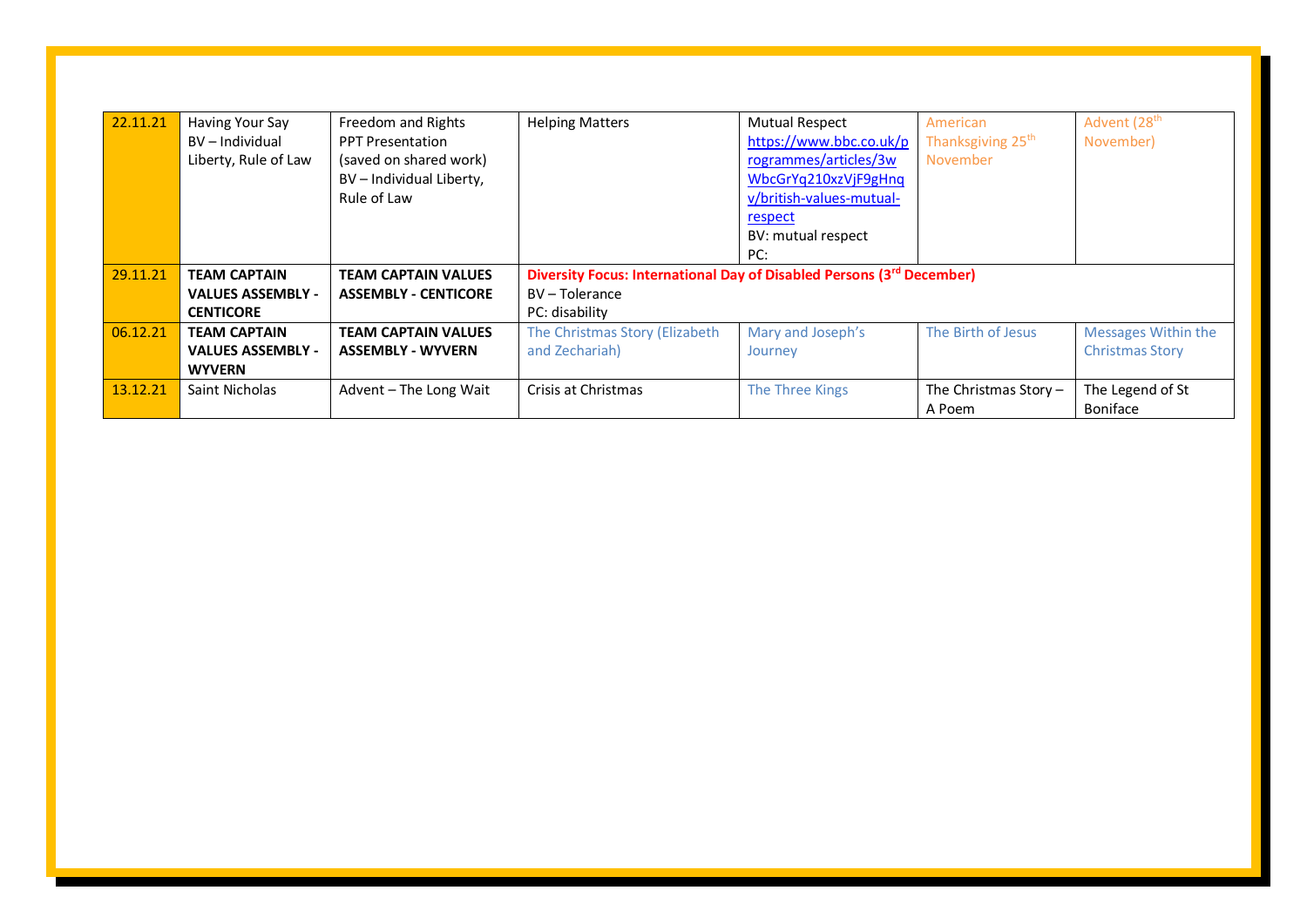| | | | | | | |
|---|---|---|---|---|---|---|
| 22.11.21 | Having Your Say<br>BV – Individual Liberty, Rule of Law | Freedom and Rights<br>PPT Presentation<br>(saved on shared work)<br>BV – Individual Liberty, Rule of Law | Helping Matters | Mutual Respect<br>https://www.bbc.co.uk/programmes/articles/3wWbcGrYq210xzVjF9gHnqv/british-values-mutual-respect<br>BV: mutual respect<br>PC: | American Thanksgiving 25th November | Advent (28th November) |
| 29.11.21 | **TEAM CAPTAIN VALUES ASSEMBLY - CENTICORE** | **TEAM CAPTAIN VALUES ASSEMBLY - CENTICORE** | **Diversity Focus: International Day of Disabled Persons (3rd December)**<br>BV – Tolerance<br>PC: disability | | | |
| 06.12.21 | **TEAM CAPTAIN VALUES ASSEMBLY - WYVERN** | **TEAM CAPTAIN VALUES ASSEMBLY - WYVERN** | The Christmas Story (Elizabeth and Zechariah) | Mary and Joseph's Journey | The Birth of Jesus | Messages Within the Christmas Story |
| 13.12.21 | Saint Nicholas | Advent – The Long Wait | Crisis at Christmas | The Three Kings | The Christmas Story – A Poem | The Legend of St Boniface |